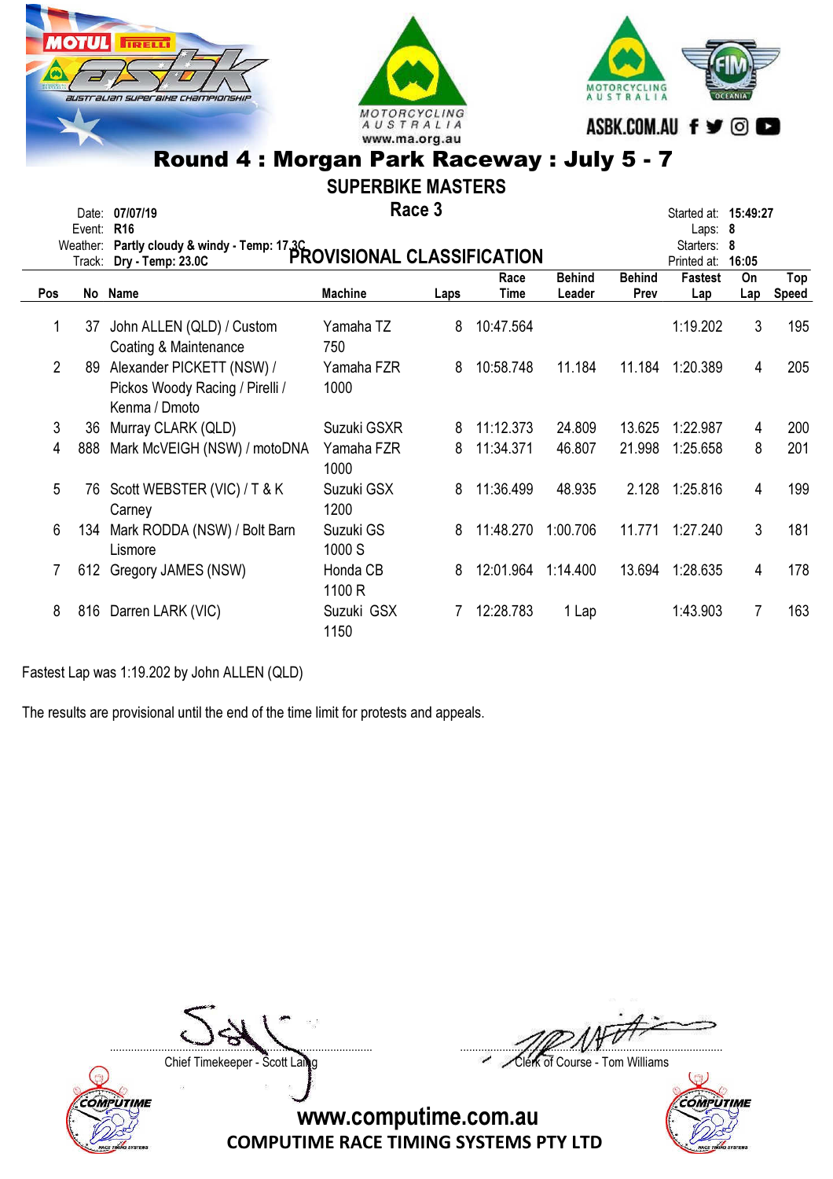# Round 4 : Morgan Park Raceway : July 5 - 7

## SUPERBIKE MASTERS

### Race 3

Date: **07/07/19**
Event: **R16**
Weather: **Partly cloudy & windy - Temp: 17.3C**
Track: **Dry - Temp: 23.0C**

Started at: **15:49:27**
Laps: **8**
Starters: **8**
Printed at: **16:05**

## PROVISIONAL CLASSIFICATION

| Pos | No | Name | Machine | Laps | Race Time | Behind Leader | Behind Prev | Fastest Lap | On Lap | Top Speed |
|---|---|---|---|---|---|---|---|---|---|---|
| 1 | 37 | John ALLEN (QLD) / Custom Coating & Maintenance | Yamaha TZ 750 | 8 | 10:47.564 | | | 1:19.202 | 3 | 195 |
| 2 | 89 | Alexander PICKETT (NSW) / Pickos Woody Racing / Pirelli / Kenma / Dmoto | Yamaha FZR 1000 | 8 | 10:58.748 | 11.184 | 11.184 | 1:20.389 | 4 | 205 |
| 3 | 36 | Murray CLARK (QLD) | Suzuki GSXR | 8 | 11:12.373 | 24.809 | 13.625 | 1:22.987 | 4 | 200 |
| 4 | 888 | Mark McVEIGH (NSW) / motoDNA | Yamaha FZR 1000 | 8 | 11:34.371 | 46.807 | 21.998 | 1:25.658 | 8 | 201 |
| 5 | 76 | Scott WEBSTER (VIC) / T & K Carney | Suzuki GSX 1200 | 8 | 11:36.499 | 48.935 | 2.128 | 1:25.816 | 4 | 199 |
| 6 | 134 | Mark RODDA (NSW) / Bolt Barn Lismore | Suzuki GS 1000 S | 8 | 11:48.270 | 1:00.706 | 11.771 | 1:27.240 | 3 | 181 |
| 7 | 612 | Gregory JAMES (NSW) | Honda CB 1100 R | 8 | 12:01.964 | 1:14.400 | 13.694 | 1:28.635 | 4 | 178 |
| 8 | 816 | Darren LARK (VIC) | Suzuki GSX 1150 | 7 | 12:28.783 | 1 Lap | | 1:43.903 | 7 | 163 |

Fastest Lap was 1:19.202 by John ALLEN (QLD)

The results are provisional until the end of the time limit for protests and appeals.

Chief Timekeeper - Scott Laing

Clerk of Course - Tom Williams

www.computime.com.au
COMPUTIME RACE TIMING SYSTEMS PTY LTD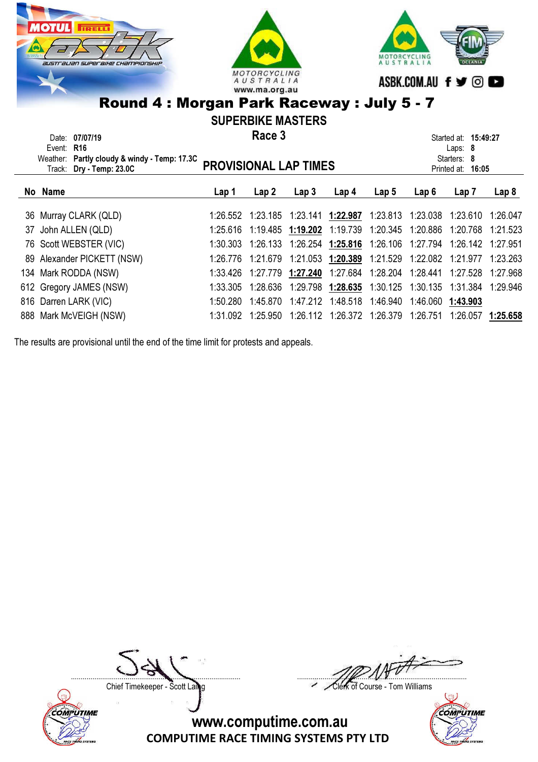# Round 4 : Morgan Park Raceway : July 5 - 7

## SUPERBIKE MASTERS

### Race 3

Date: **07/07/19**
Event: **R16**
Weather: **Partly cloudy & windy - Temp: 17.3C**
Track: **Dry - Temp: 23.0C**

Started at: **15:49:27**
Laps: **8**
Starters: **8**
Printed at: **16:05**

## PROVISIONAL LAP TIMES

| No | Name | Lap 1 | Lap 2 | Lap 3 | Lap 4 | Lap 5 | Lap 6 | Lap 7 | Lap 8 |
|---|---|---|---|---|---|---|---|---|---|
| 36 | Murray CLARK (QLD) | 1:26.552 | 1:23.185 | 1:23.141 | **1:22.987** | 1:23.813 | 1:23.038 | 1:23.610 | 1:26.047 |
| 37 | John ALLEN (QLD) | 1:25.616 | 1:19.485 | **1:19.202** | 1:19.739 | 1:20.345 | 1:20.886 | 1:20.768 | 1:21.523 |
| 76 | Scott WEBSTER (VIC) | 1:30.303 | 1:26.133 | 1:26.254 | **1:25.816** | 1:26.106 | 1:27.794 | 1:26.142 | 1:27.951 |
| 89 | Alexander PICKETT (NSW) | 1:26.776 | 1:21.679 | 1:21.053 | **1:20.389** | 1:21.529 | 1:22.082 | 1:21.977 | 1:23.263 |
| 134 | Mark RODDA (NSW) | 1:33.426 | 1:27.779 | **1:27.240** | 1:27.684 | 1:28.204 | 1:28.441 | 1:27.528 | 1:27.968 |
| 612 | Gregory JAMES (NSW) | 1:33.305 | 1:28.636 | 1:29.798 | **1:28.635** | 1:30.125 | 1:30.135 | 1:31.384 | 1:29.946 |
| 816 | Darren LARK (VIC) | 1:50.280 | 1:45.870 | 1:47.212 | 1:48.518 | 1:46.940 | 1:46.060 | **1:43.903** | |
| 888 | Mark McVEIGH (NSW) | 1:31.092 | 1:25.950 | 1:26.112 | 1:26.372 | 1:26.379 | 1:26.751 | 1:26.057 | **1:25.658** |

The results are provisional until the end of the time limit for protests and appeals.

Chief Timekeeper - Scott Laing

Clerk of Course - Tom Williams

www.computime.com.au
COMPUTIME RACE TIMING SYSTEMS PTY LTD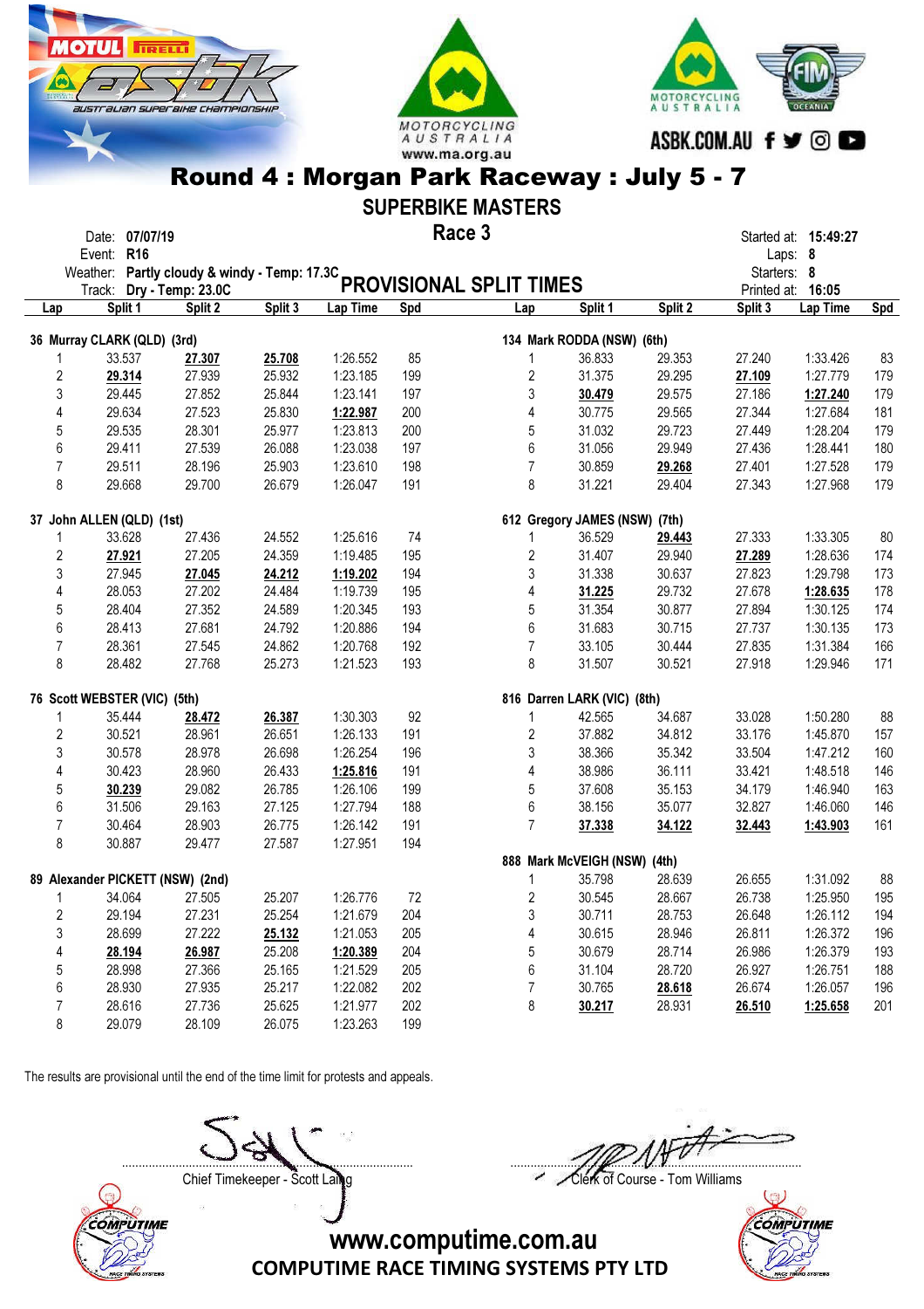# Round 4 : Morgan Park Raceway : July 5 - 7

## SUPERBIKE MASTERS

### Race 3

Date: **07/07/19**
Event: **R16**
Weather: **Partly cloudy & windy - Temp: 17.3C**
Track: **Dry - Temp: 23.0C**

Started at: **15:49:27**
Laps: **8**
Starters: **8**
Printed at: **16:05**

### PROVISIONAL SPLIT TIMES

**36 Murray CLARK (QLD) (3rd)**

| Lap | Split 1 | Split 2 | Split 3 | Lap Time | Spd |
|---|---|---|---|---|---|
| 1 | 33.537 | **27.307** | **25.708** | 1:26.552 | 85 |
| 2 | **29.314** | 27.939 | 25.932 | 1:23.185 | 199 |
| 3 | 29.445 | 27.852 | 25.844 | 1:23.141 | 197 |
| 4 | 29.634 | 27.523 | 25.830 | **1:22.987** | 200 |
| 5 | 29.535 | 28.301 | 25.977 | 1:23.813 | 200 |
| 6 | 29.411 | 27.539 | 26.088 | 1:23.038 | 197 |
| 7 | 29.511 | 28.196 | 25.903 | 1:23.610 | 198 |
| 8 | 29.668 | 29.700 | 26.679 | 1:26.047 | 191 |

**37 John ALLEN (QLD) (1st)**

| Lap | Split 1 | Split 2 | Split 3 | Lap Time | Spd |
|---|---|---|---|---|---|
| 1 | 33.628 | 27.436 | 24.552 | 1:25.616 | 74 |
| 2 | **27.921** | 27.205 | 24.359 | 1:19.485 | 195 |
| 3 | 27.945 | **27.045** | **24.212** | **1:19.202** | 194 |
| 4 | 28.053 | 27.202 | 24.484 | 1:19.739 | 195 |
| 5 | 28.404 | 27.352 | 24.589 | 1:20.345 | 193 |
| 6 | 28.413 | 27.681 | 24.792 | 1:20.886 | 194 |
| 7 | 28.361 | 27.545 | 24.862 | 1:20.768 | 192 |
| 8 | 28.482 | 27.768 | 25.273 | 1:21.523 | 193 |

**76 Scott WEBSTER (VIC) (5th)**

| Lap | Split 1 | Split 2 | Split 3 | Lap Time | Spd |
|---|---|---|---|---|---|
| 1 | 35.444 | **28.472** | **26.387** | 1:30.303 | 92 |
| 2 | 30.521 | 28.961 | 26.651 | 1:26.133 | 191 |
| 3 | 30.578 | 28.978 | 26.698 | 1:26.254 | 196 |
| 4 | 30.423 | 28.960 | 26.433 | **1:25.816** | 191 |
| 5 | **30.239** | 29.082 | 26.785 | 1:26.106 | 199 |
| 6 | 31.506 | 29.163 | 27.125 | 1:27.794 | 188 |
| 7 | 30.464 | 28.903 | 26.775 | 1:26.142 | 191 |
| 8 | 30.887 | 29.477 | 27.587 | 1:27.951 | 194 |

**89 Alexander PICKETT (NSW) (2nd)**

| Lap | Split 1 | Split 2 | Split 3 | Lap Time | Spd |
|---|---|---|---|---|---|
| 1 | 34.064 | 27.505 | 25.207 | 1:26.776 | 72 |
| 2 | 29.194 | 27.231 | 25.254 | 1:21.679 | 204 |
| 3 | 28.699 | 27.222 | **25.132** | 1:21.053 | 205 |
| 4 | **28.194** | **26.987** | 25.208 | **1:20.389** | 204 |
| 5 | 28.998 | 27.366 | 25.165 | 1:21.529 | 205 |
| 6 | 28.930 | 27.935 | 25.217 | 1:22.082 | 202 |
| 7 | 28.616 | 27.736 | 25.625 | 1:21.977 | 202 |
| 8 | 29.079 | 28.109 | 26.075 | 1:23.263 | 199 |

**134 Mark RODDA (NSW) (6th)**

| Lap | Split 1 | Split 2 | Split 3 | Lap Time | Spd |
|---|---|---|---|---|---|
| 1 | 36.833 | 29.353 | 27.240 | 1:33.426 | 83 |
| 2 | 31.375 | 29.295 | **27.109** | 1:27.779 | 179 |
| 3 | **30.479** | 29.575 | 27.186 | **1:27.240** | 179 |
| 4 | 30.775 | 29.565 | 27.344 | 1:27.684 | 181 |
| 5 | 31.032 | 29.723 | 27.449 | 1:28.204 | 179 |
| 6 | 31.056 | 29.949 | 27.436 | 1:28.441 | 180 |
| 7 | 30.859 | **29.268** | 27.401 | 1:27.528 | 179 |
| 8 | 31.221 | 29.404 | 27.343 | 1:27.968 | 179 |

**612 Gregory JAMES (NSW) (7th)**

| Lap | Split 1 | Split 2 | Split 3 | Lap Time | Spd |
|---|---|---|---|---|---|
| 1 | 36.529 | **29.443** | 27.333 | 1:33.305 | 80 |
| 2 | 31.407 | 29.940 | **27.289** | 1:28.636 | 174 |
| 3 | 31.338 | 30.637 | 27.823 | 1:29.798 | 173 |
| 4 | **31.225** | 29.732 | 27.678 | **1:28.635** | 178 |
| 5 | 31.354 | 30.877 | 27.894 | 1:30.125 | 174 |
| 6 | 31.683 | 30.715 | 27.737 | 1:30.135 | 173 |
| 7 | 33.105 | 30.444 | 27.835 | 1:31.384 | 166 |
| 8 | 31.507 | 30.521 | 27.918 | 1:29.946 | 171 |

**816 Darren LARK (VIC) (8th)**

| Lap | Split 1 | Split 2 | Split 3 | Lap Time | Spd |
|---|---|---|---|---|---|
| 1 | 42.565 | 34.687 | 33.028 | 1:50.280 | 88 |
| 2 | 37.882 | 34.812 | 33.176 | 1:45.870 | 157 |
| 3 | 38.366 | 35.342 | 33.504 | 1:47.212 | 160 |
| 4 | 38.986 | 36.111 | 33.421 | 1:48.518 | 146 |
| 5 | 37.608 | 35.153 | 34.179 | 1:46.940 | 163 |
| 6 | 38.156 | 35.077 | 32.827 | 1:46.060 | 146 |
| 7 | **37.338** | **34.122** | **32.443** | **1:43.903** | 161 |

**888 Mark McVEIGH (NSW) (4th)**

| Lap | Split 1 | Split 2 | Split 3 | Lap Time | Spd |
|---|---|---|---|---|---|
| 1 | 35.798 | 28.639 | 26.655 | 1:31.092 | 88 |
| 2 | 30.545 | 28.667 | 26.738 | 1:25.950 | 195 |
| 3 | 30.711 | 28.753 | 26.648 | 1:26.112 | 194 |
| 4 | 30.615 | 28.946 | 26.811 | 1:26.372 | 196 |
| 5 | 30.679 | 28.714 | 26.986 | 1:26.379 | 193 |
| 6 | 31.104 | 28.720 | 26.927 | 1:26.751 | 188 |
| 7 | 30.765 | **28.618** | 26.674 | 1:26.057 | 196 |
| 8 | **30.217** | 28.931 | **26.510** | **1:25.658** | 201 |

The results are provisional until the end of the time limit for protests and appeals.

Chief Timekeeper - Scott Laing

Clerk of Course - Tom Williams

www.computime.com.au
COMPUTIME RACE TIMING SYSTEMS PTY LTD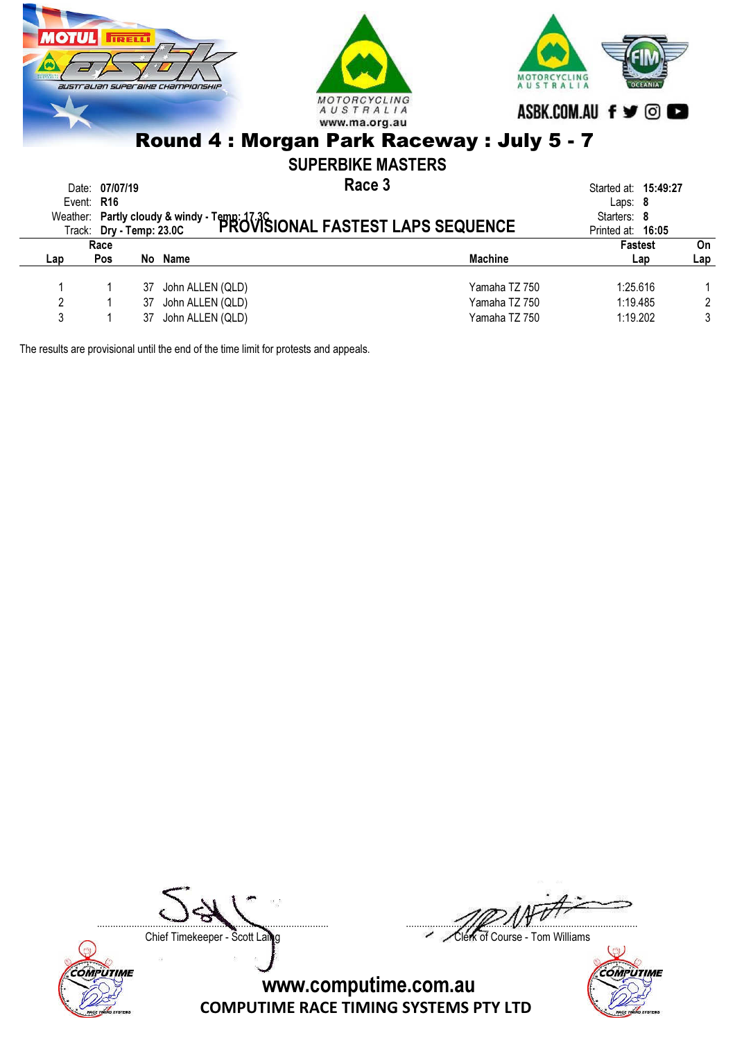# Round 4 : Morgan Park Raceway : July 5 - 7

## SUPERBIKE MASTERS

### Race 3

Date: **07/07/19**
Event: **R16**
Weather: **Partly cloudy & windy - Temp: 17.3C**
Track: **Dry - Temp: 23.0C**

**PROVISIONAL FASTEST LAPS SEQUENCE**

Started at: **15:49:27**
Laps: **8**
Starters: **8**
Printed at: **16:05**

| Lap | Race Pos | No | Name | Machine | Fastest Lap | On Lap |
|---|---|---|---|---|---|---|
| 1 | 1 | 37 | John ALLEN (QLD) | Yamaha TZ 750 | 1:25.616 | 1 |
| 2 | 1 | 37 | John ALLEN (QLD) | Yamaha TZ 750 | 1:19.485 | 2 |
| 3 | 1 | 37 | John ALLEN (QLD) | Yamaha TZ 750 | 1:19.202 | 3 |

The results are provisional until the end of the time limit for protests and appeals.

Chief Timekeeper - Scott Laing

Clerk of Course - Tom Williams

www.computime.com.au
COMPUTIME RACE TIMING SYSTEMS PTY LTD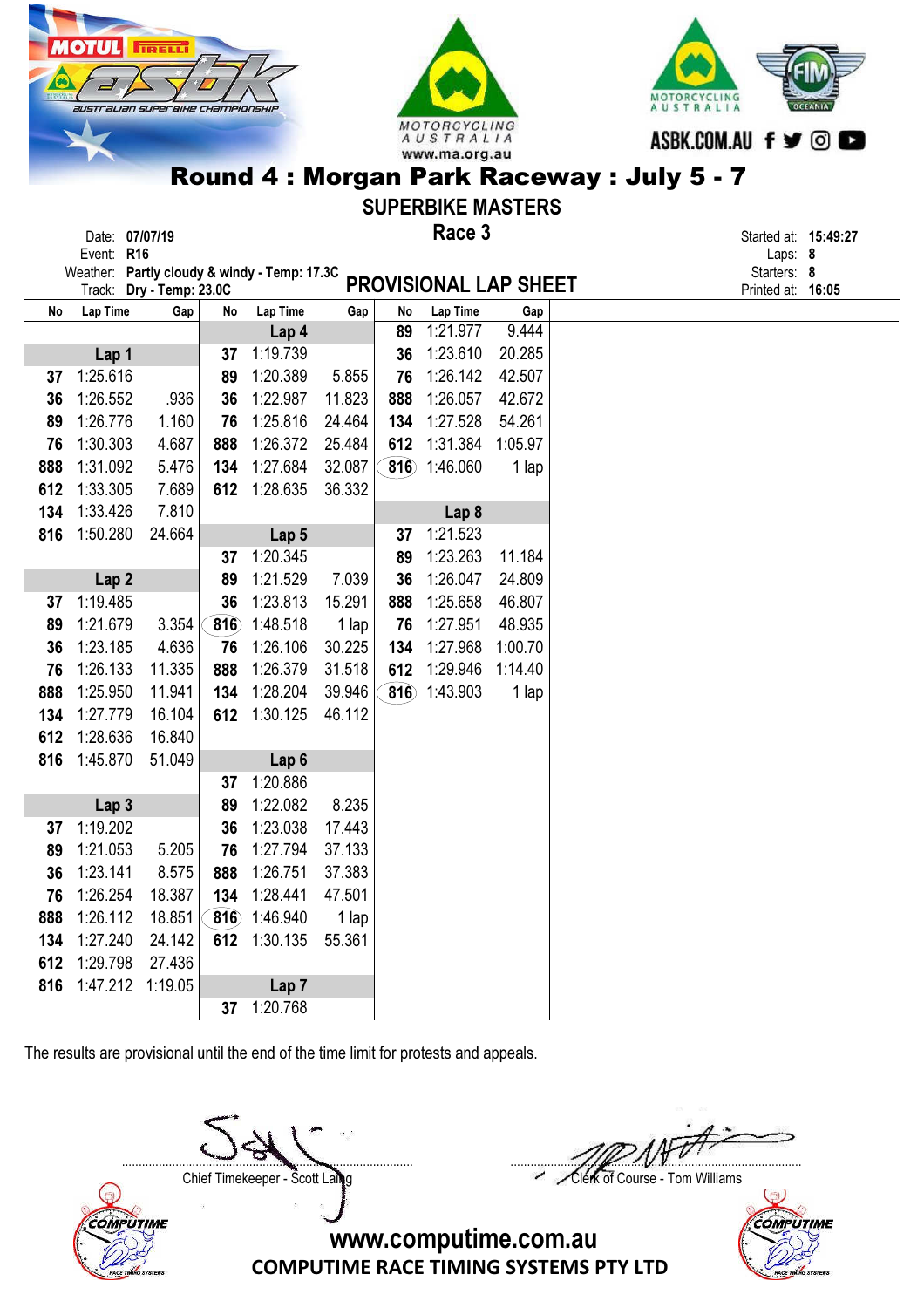# Round 4 : Morgan Park Raceway : July 5 - 7

## SUPERBIKE MASTERS

### Race 3

Date: 07/07/19
Event: R16
Weather: Partly cloudy & windy - Temp: 17.3C
Track: Dry - Temp: 23.0C

**PROVISIONAL LAP SHEET**

Started at: 15:49:27
Laps: 8
Starters: 8
Printed at: 16:05

| No | Lap Time | Gap |
|---|---|---|
| **Lap 1** | | |
| 37 | 1:25.616 | |
| 36 | 1:26.552 | .936 |
| 89 | 1:26.776 | 1.160 |
| 76 | 1:30.303 | 4.687 |
| 888 | 1:31.092 | 5.476 |
| 612 | 1:33.305 | 7.689 |
| 134 | 1:33.426 | 7.810 |
| 816 | 1:50.280 | 24.664 |
| **Lap 2** | | |
| 37 | 1:19.485 | |
| 89 | 1:21.679 | 3.354 |
| 36 | 1:23.185 | 4.636 |
| 76 | 1:26.133 | 11.335 |
| 888 | 1:25.950 | 11.941 |
| 134 | 1:27.779 | 16.104 |
| 612 | 1:28.636 | 16.840 |
| 816 | 1:45.870 | 51.049 |
| **Lap 3** | | |
| 37 | 1:19.202 | |
| 89 | 1:21.053 | 5.205 |
| 36 | 1:23.141 | 8.575 |
| 76 | 1:26.254 | 18.387 |
| 888 | 1:26.112 | 18.851 |
| 134 | 1:27.240 | 24.142 |
| 612 | 1:29.798 | 27.436 |
| 816 | 1:47.212 | 1:19.05 |
| **Lap 4** | | |
| 37 | 1:19.739 | |
| 89 | 1:20.389 | 5.855 |
| 36 | 1:22.987 | 11.823 |
| 76 | 1:25.816 | 24.464 |
| 888 | 1:26.372 | 25.484 |
| 134 | 1:27.684 | 32.087 |
| 612 | 1:28.635 | 36.332 |
| **Lap 5** | | |
| 37 | 1:20.345 | |
| 89 | 1:21.529 | 7.039 |
| 36 | 1:23.813 | 15.291 |
| 816 | 1:48.518 | 1 lap |
| 76 | 1:26.106 | 30.225 |
| 888 | 1:26.379 | 31.518 |
| 134 | 1:28.204 | 39.946 |
| 612 | 1:30.125 | 46.112 |
| **Lap 6** | | |
| 37 | 1:20.886 | |
| 89 | 1:22.082 | 8.235 |
| 36 | 1:23.038 | 17.443 |
| 76 | 1:27.794 | 37.133 |
| 888 | 1:26.751 | 37.383 |
| 134 | 1:28.441 | 47.501 |
| 816 | 1:46.940 | 1 lap |
| 612 | 1:30.135 | 55.361 |
| **Lap 7** | | |
| 37 | 1:20.768 | |
| 89 | 1:21.977 | 9.444 |
| 36 | 1:23.610 | 20.285 |
| 76 | 1:26.142 | 42.507 |
| 888 | 1:26.057 | 42.672 |
| 134 | 1:27.528 | 54.261 |
| 612 | 1:31.384 | 1:05.97 |
| 816 | 1:46.060 | 1 lap |
| **Lap 8** | | |
| 37 | 1:21.523 | |
| 89 | 1:23.263 | 11.184 |
| 36 | 1:26.047 | 24.809 |
| 888 | 1:25.658 | 46.807 |
| 76 | 1:27.951 | 48.935 |
| 134 | 1:27.968 | 1:00.70 |
| 612 | 1:29.946 | 1:14.40 |
| 816 | 1:43.903 | 1 lap |

The results are provisional until the end of the time limit for protests and appeals.

Chief Timekeeper - Scott Laing

Clerk of Course - Tom Williams

www.computime.com.au
COMPUTIME RACE TIMING SYSTEMS PTY LTD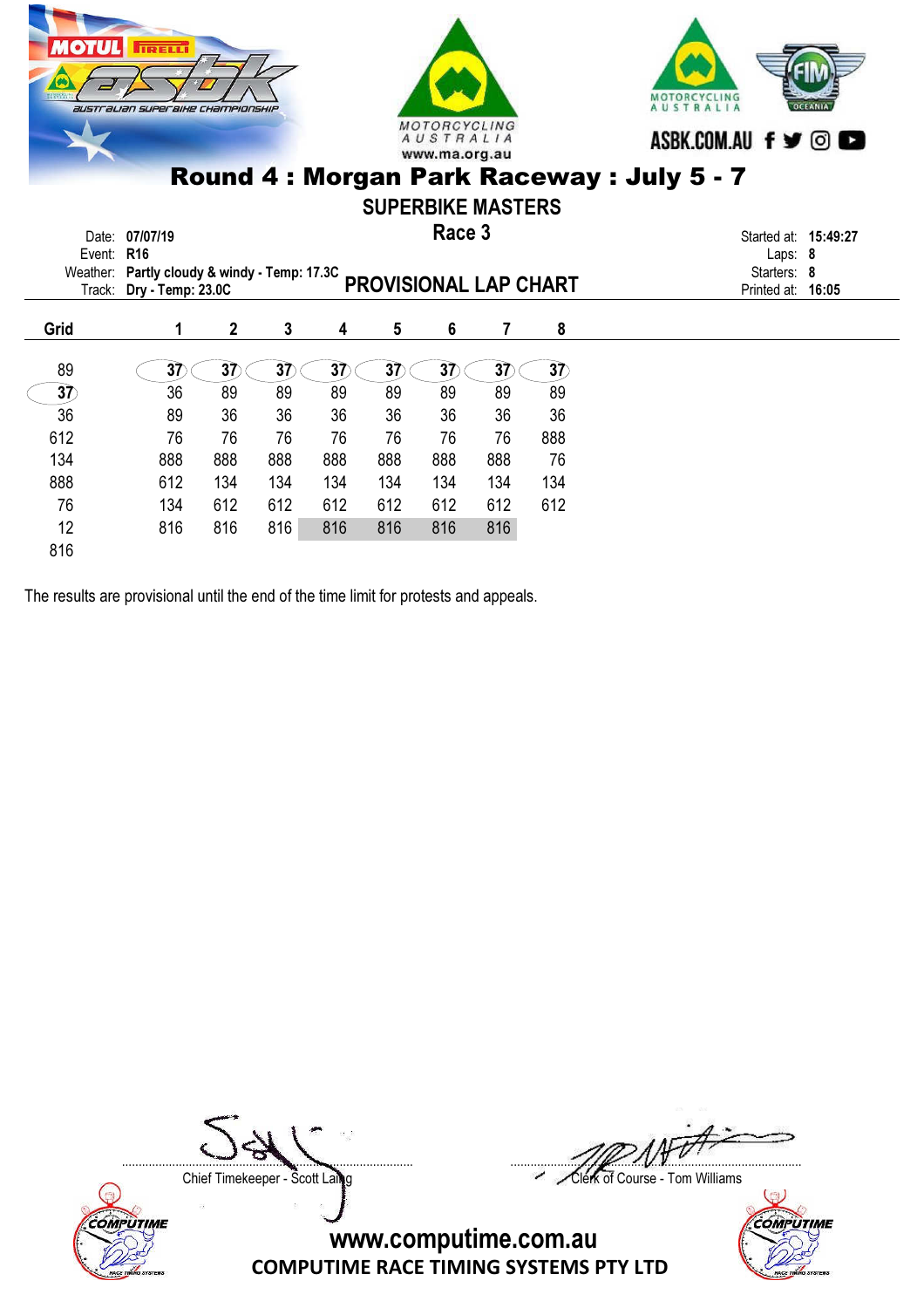## Round 4 : Morgan Park Raceway : July 5 - 7

### SUPERBIKE MASTERS

### Race 3

### PROVISIONAL LAP CHART

Date: **07/07/19**
Event: **R16**
Weather: **Partly cloudy & windy - Temp: 17.3C**
Track: **Dry - Temp: 23.0C**

Started at: **15:49:27**
Laps: **8**
Starters: **8**
Printed at: **16:05**

| Grid | 1 | 2 | 3 | 4 | 5 | 6 | 7 | 8 |
|---|---|---|---|---|---|---|---|---|
| 89 | 37 | 37 | 37 | 37 | 37 | 37 | 37 | 37 |
| 37 | 36 | 89 | 89 | 89 | 89 | 89 | 89 | 89 |
| 36 | 89 | 36 | 36 | 36 | 36 | 36 | 36 | 36 |
| 612 | 76 | 76 | 76 | 76 | 76 | 76 | 76 | 888 |
| 134 | 888 | 888 | 888 | 888 | 888 | 888 | 888 | 76 |
| 888 | 612 | 134 | 134 | 134 | 134 | 134 | 134 | 134 |
| 76 | 134 | 612 | 612 | 612 | 612 | 612 | 612 | 612 |
| 12 | 816 | 816 | 816 | 816 | 816 | 816 | 816 | |
| 816 | | | | | | | | |

The results are provisional until the end of the time limit for protests and appeals.

Chief Timekeeper - Scott Laing

Clerk of Course - Tom Williams

www.computime.com.au
COMPUTIME RACE TIMING SYSTEMS PTY LTD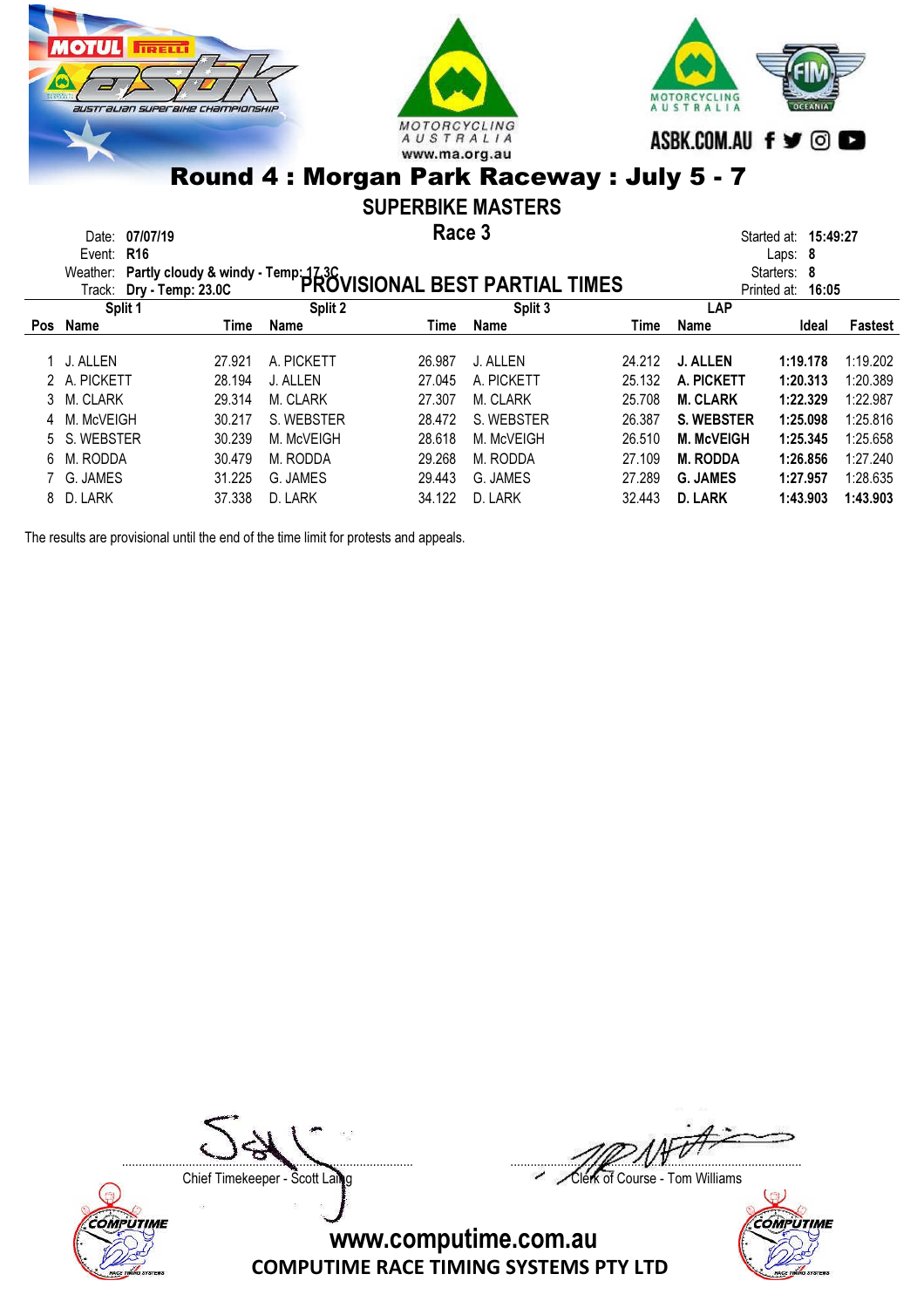# Round 4 : Morgan Park Raceway : July 5 - 7

## SUPERBIKE MASTERS

### Race 3

### PROVISIONAL BEST PARTIAL TIMES

Date: 07/07/19
Event: R16
Weather: Partly cloudy & windy - Temp: 17.3C
Track: Dry - Temp: 23.0C

Started at: 15:49:27
Laps: 8
Starters: 8
Printed at: 16:05

| | Split 1 | | Split 2 | | Split 3 | | LAP | | |
|---|---|---|---|---|---|---|---|---|---|
| Pos | Name | Time | Name | Time | Name | Time | Name | Ideal | Fastest |
| 1 | J. ALLEN | 27.921 | A. PICKETT | 26.987 | J. ALLEN | 24.212 | **J. ALLEN** | **1:19.178** | 1:19.202 |
| 2 | A. PICKETT | 28.194 | J. ALLEN | 27.045 | A. PICKETT | 25.132 | **A. PICKETT** | **1:20.313** | 1:20.389 |
| 3 | M. CLARK | 29.314 | M. CLARK | 27.307 | M. CLARK | 25.708 | **M. CLARK** | **1:22.329** | 1:22.987 |
| 4 | M. McVEIGH | 30.217 | S. WEBSTER | 28.472 | S. WEBSTER | 26.387 | **S. WEBSTER** | **1:25.098** | 1:25.816 |
| 5 | S. WEBSTER | 30.239 | M. McVEIGH | 28.618 | M. McVEIGH | 26.510 | **M. McVEIGH** | **1:25.345** | 1:25.658 |
| 6 | M. RODDA | 30.479 | M. RODDA | 29.268 | M. RODDA | 27.109 | **M. RODDA** | **1:26.856** | 1:27.240 |
| 7 | G. JAMES | 31.225 | G. JAMES | 29.443 | G. JAMES | 27.289 | **G. JAMES** | **1:27.957** | 1:28.635 |
| 8 | D. LARK | 37.338 | D. LARK | 34.122 | D. LARK | 32.443 | **D. LARK** | **1:43.903** | **1:43.903** |

The results are provisional until the end of the time limit for protests and appeals.

Chief Timekeeper - Scott Laing

Clerk of Course - Tom Williams

www.computime.com.au
COMPUTIME RACE TIMING SYSTEMS PTY LTD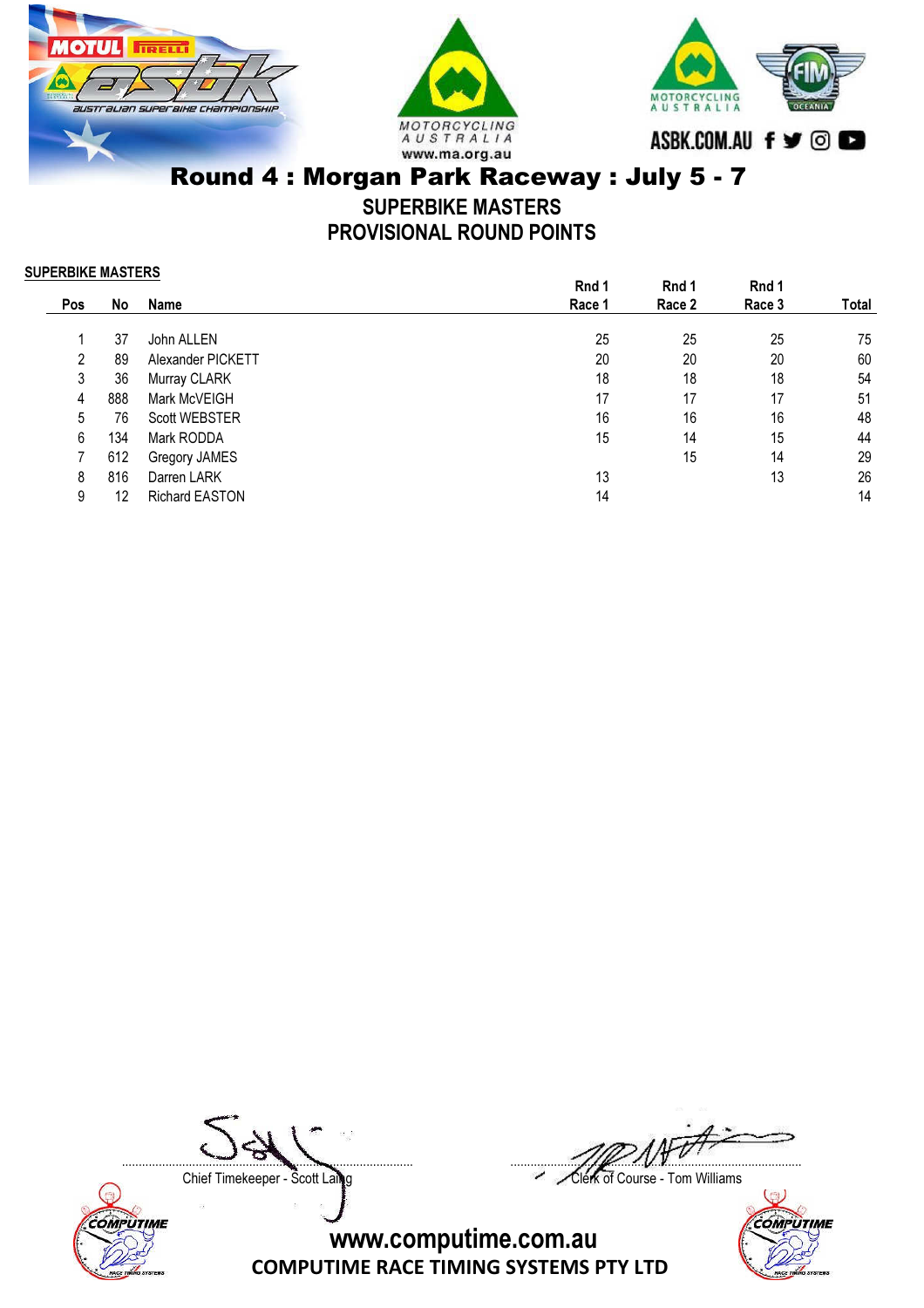# Round 4 : Morgan Park Raceway : July 5 - 7

## SUPERBIKE MASTERS
## PROVISIONAL ROUND POINTS

**SUPERBIKE MASTERS**

| Pos | No | Name | Rnd 1 Race 1 | Rnd 1 Race 2 | Rnd 1 Race 3 | Total |
|---|---|---|---|---|---|---|
| 1 | 37 | John ALLEN | 25 | 25 | 25 | 75 |
| 2 | 89 | Alexander PICKETT | 20 | 20 | 20 | 60 |
| 3 | 36 | Murray CLARK | 18 | 18 | 18 | 54 |
| 4 | 888 | Mark McVEIGH | 17 | 17 | 17 | 51 |
| 5 | 76 | Scott WEBSTER | 16 | 16 | 16 | 48 |
| 6 | 134 | Mark RODDA | 15 | 14 | 15 | 44 |
| 7 | 612 | Gregory JAMES | | 15 | 14 | 29 |
| 8 | 816 | Darren LARK | 13 | | 13 | 26 |
| 9 | 12 | Richard EASTON | 14 | | | 14 |

Chief Timekeeper - Scott Laing

Clerk of Course - Tom Williams

www.computime.com.au

COMPUTIME RACE TIMING SYSTEMS PTY LTD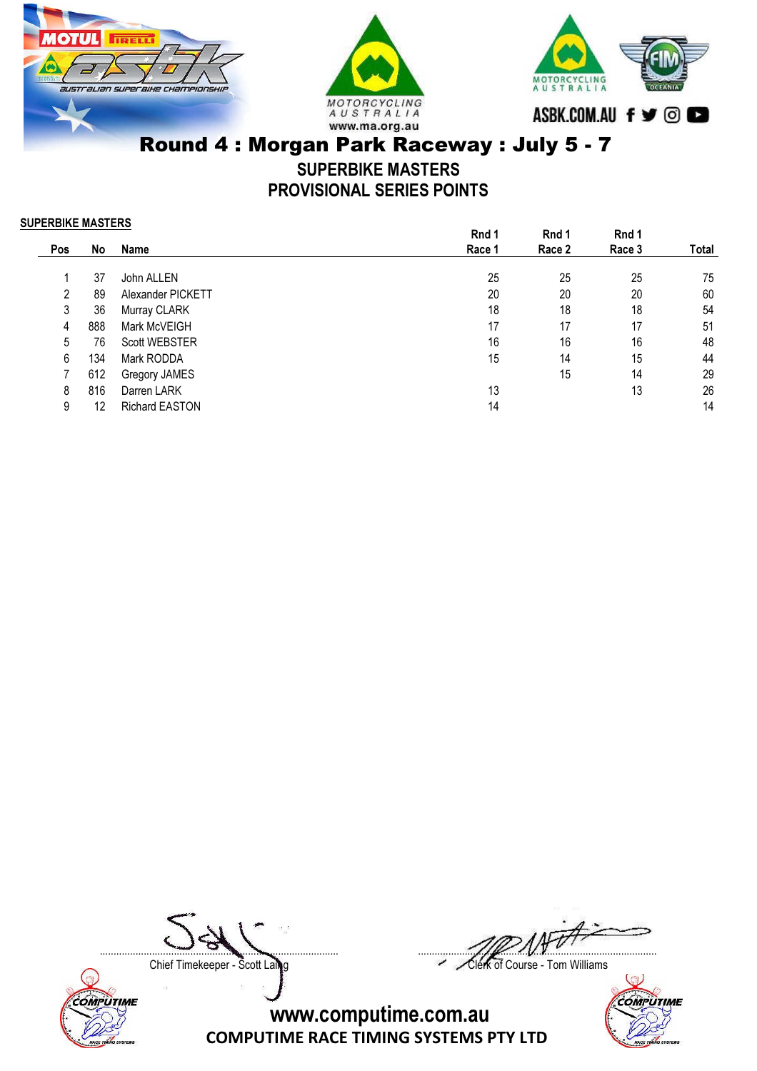# Round 4 : Morgan Park Raceway : July 5 - 7

## SUPERBIKE MASTERS
## PROVISIONAL SERIES POINTS

**SUPERBIKE MASTERS**

| Pos | No | Name | Rnd 1 Race 1 | Rnd 1 Race 2 | Rnd 1 Race 3 | Total |
|---|---|---|---|---|---|---|
| 1 | 37 | John ALLEN | 25 | 25 | 25 | 75 |
| 2 | 89 | Alexander PICKETT | 20 | 20 | 20 | 60 |
| 3 | 36 | Murray CLARK | 18 | 18 | 18 | 54 |
| 4 | 888 | Mark McVEIGH | 17 | 17 | 17 | 51 |
| 5 | 76 | Scott WEBSTER | 16 | 16 | 16 | 48 |
| 6 | 134 | Mark RODDA | 15 | 14 | 15 | 44 |
| 7 | 612 | Gregory JAMES | | 15 | 14 | 29 |
| 8 | 816 | Darren LARK | 13 | | 13 | 26 |
| 9 | 12 | Richard EASTON | 14 | | | 14 |

Chief Timekeeper - Scott Laing

Clerk of Course - Tom Williams

www.computime.com.au
COMPUTIME RACE TIMING SYSTEMS PTY LTD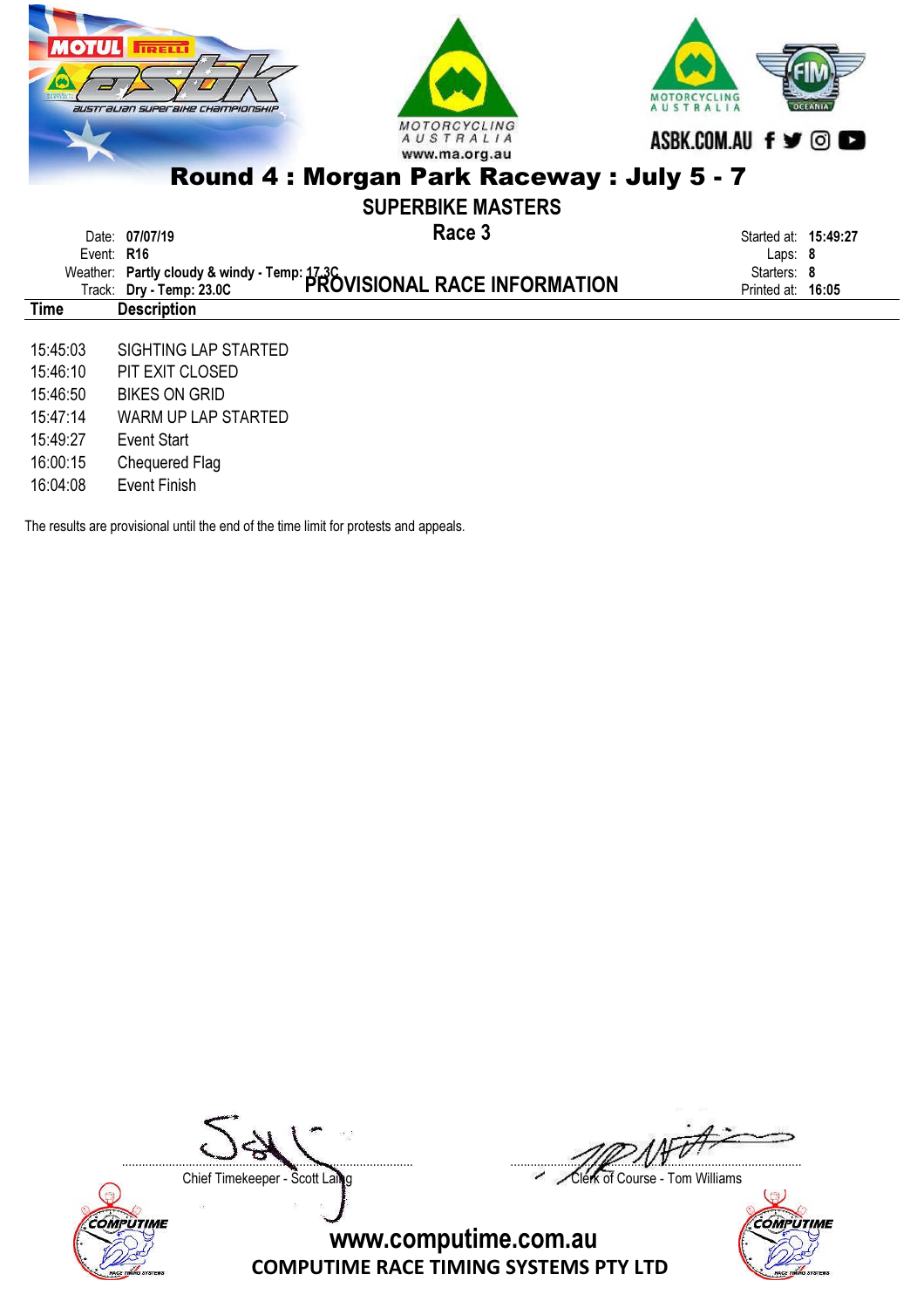# Round 4 : Morgan Park Raceway : July 5 - 7

## SUPERBIKE MASTERS

### Race 3

Date: **07/07/19**
Event: **R16**
Weather: **Partly cloudy & windy - Temp: 17.3C**
Track: **Dry - Temp: 23.0C**

Started at: **15:49:27**
Laps: **8**
Starters: **8**
Printed at: **16:05**

**PROVISIONAL RACE INFORMATION**

| Time | Description |
|---|---|
| 15:45:03 | SIGHTING LAP STARTED |
| 15:46:10 | PIT EXIT CLOSED |
| 15:46:50 | BIKES ON GRID |
| 15:47:14 | WARM UP LAP STARTED |
| 15:49:27 | Event Start |
| 16:00:15 | Chequered Flag |
| 16:04:08 | Event Finish |

The results are provisional until the end of the time limit for protests and appeals.

Chief Timekeeper - Scott Laing

Clerk of Course - Tom Williams

www.computime.com.au

COMPUTIME RACE TIMING SYSTEMS PTY LTD